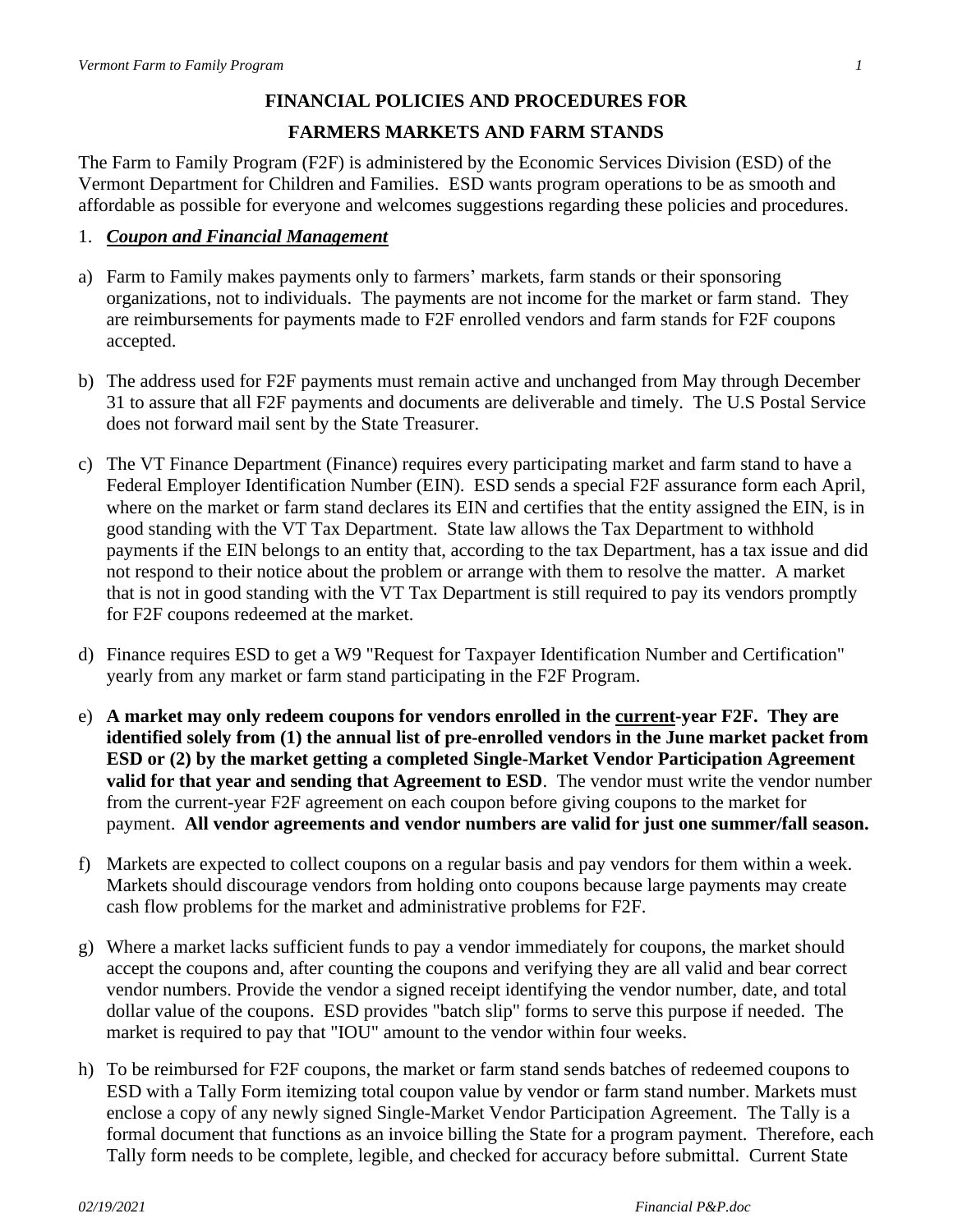# FINANCIAL POLICIES AND PROCEDURES FOR

# FARMERS MARKETS AND FARM STANDS

The Farm to Family Program (F2F) is administered by the Economic Services Division (ESD) of the Vermont Department for Children and Families. ESD wants program operations to be as smooth and affordable as possible for everyone and welcomes suggestions regarding these policies and procedures.

## 1. ***Coupon and Financial Management***

a) Farm to Family makes payments only to farmers' markets, farm stands or their sponsoring organizations, not to individuals. The payments are not income for the market or farm stand. They are reimbursements for payments made to F2F enrolled vendors and farm stands for F2F coupons accepted.

b) The address used for F2F payments must remain active and unchanged from May through December 31 to assure that all F2F payments and documents are deliverable and timely. The U.S Postal Service does not forward mail sent by the State Treasurer.

c) The VT Finance Department (Finance) requires every participating market and farm stand to have a Federal Employer Identification Number (EIN). ESD sends a special F2F assurance form each April, where on the market or farm stand declares its EIN and certifies that the entity assigned the EIN, is in good standing with the VT Tax Department. State law allows the Tax Department to withhold payments if the EIN belongs to an entity that, according to the tax Department, has a tax issue and did not respond to their notice about the problem or arrange with them to resolve the matter. A market that is not in good standing with the VT Tax Department is still required to pay its vendors promptly for F2F coupons redeemed at the market.

d) Finance requires ESD to get a W9 "Request for Taxpayer Identification Number and Certification" yearly from any market or farm stand participating in the F2F Program.

e) **A market may only redeem coupons for vendors enrolled in the <u>current</u>-year F2F. They are identified solely from (1) the annual list of pre-enrolled vendors in the June market packet from ESD or (2) by the market getting a completed Single-Market Vendor Participation Agreement valid for that year and sending that Agreement to ESD**. The vendor must write the vendor number from the current-year F2F agreement on each coupon before giving coupons to the market for payment. **All vendor agreements and vendor numbers are valid for just one summer/fall season.**

f) Markets are expected to collect coupons on a regular basis and pay vendors for them within a week. Markets should discourage vendors from holding onto coupons because large payments may create cash flow problems for the market and administrative problems for F2F.

g) Where a market lacks sufficient funds to pay a vendor immediately for coupons, the market should accept the coupons and, after counting the coupons and verifying they are all valid and bear correct vendor numbers. Provide the vendor a signed receipt identifying the vendor number, date, and total dollar value of the coupons. ESD provides "batch slip" forms to serve this purpose if needed. The market is required to pay that "IOU" amount to the vendor within four weeks.

h) To be reimbursed for F2F coupons, the market or farm stand sends batches of redeemed coupons to ESD with a Tally Form itemizing total coupon value by vendor or farm stand number. Markets must enclose a copy of any newly signed Single-Market Vendor Participation Agreement. The Tally is a formal document that functions as an invoice billing the State for a program payment. Therefore, each Tally form needs to be complete, legible, and checked for accuracy before submittal. Current State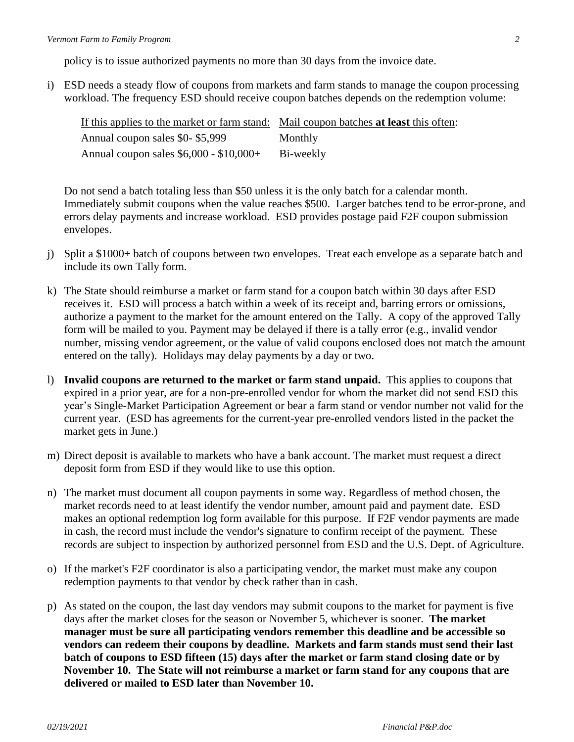policy is to issue authorized payments no more than 30 days from the invoice date.

i) ESD needs a steady flow of coupons from markets and farm stands to manage the coupon processing workload. The frequency ESD should receive coupon batches depends on the redemption volume:

| If this applies to the market or farm stand: | Mail coupon batches **at least** this often: |
|---|---|
| Annual coupon sales $0- $5,999 | Monthly |
| Annual coupon sales $6,000 - $10,000+ | Bi-weekly |

Do not send a batch totaling less than $50 unless it is the only batch for a calendar month. Immediately submit coupons when the value reaches $500. Larger batches tend to be error-prone, and errors delay payments and increase workload. ESD provides postage paid F2F coupon submission envelopes.

j) Split a $1000+ batch of coupons between two envelopes. Treat each envelope as a separate batch and include its own Tally form.

k) The State should reimburse a market or farm stand for a coupon batch within 30 days after ESD receives it. ESD will process a batch within a week of its receipt and, barring errors or omissions, authorize a payment to the market for the amount entered on the Tally. A copy of the approved Tally form will be mailed to you. Payment may be delayed if there is a tally error (e.g., invalid vendor number, missing vendor agreement, or the value of valid coupons enclosed does not match the amount entered on the tally). Holidays may delay payments by a day or two.

l) **Invalid coupons are returned to the market or farm stand unpaid.** This applies to coupons that expired in a prior year, are for a non-pre-enrolled vendor for whom the market did not send ESD this year's Single-Market Participation Agreement or bear a farm stand or vendor number not valid for the current year. (ESD has agreements for the current-year pre-enrolled vendors listed in the packet the market gets in June.)

m) Direct deposit is available to markets who have a bank account. The market must request a direct deposit form from ESD if they would like to use this option.

n) The market must document all coupon payments in some way. Regardless of method chosen, the market records need to at least identify the vendor number, amount paid and payment date. ESD makes an optional redemption log form available for this purpose. If F2F vendor payments are made in cash, the record must include the vendor's signature to confirm receipt of the payment. These records are subject to inspection by authorized personnel from ESD and the U.S. Dept. of Agriculture.

o) If the market's F2F coordinator is also a participating vendor, the market must make any coupon redemption payments to that vendor by check rather than in cash.

p) As stated on the coupon, the last day vendors may submit coupons to the market for payment is five days after the market closes for the season or November 5, whichever is sooner. **The market manager must be sure all participating vendors remember this deadline and be accessible so vendors can redeem their coupons by deadline. Markets and farm stands must send their last batch of coupons to ESD fifteen (15) days after the market or farm stand closing date or by November 10. The State will not reimburse a market or farm stand for any coupons that are delivered or mailed to ESD later than November 10.**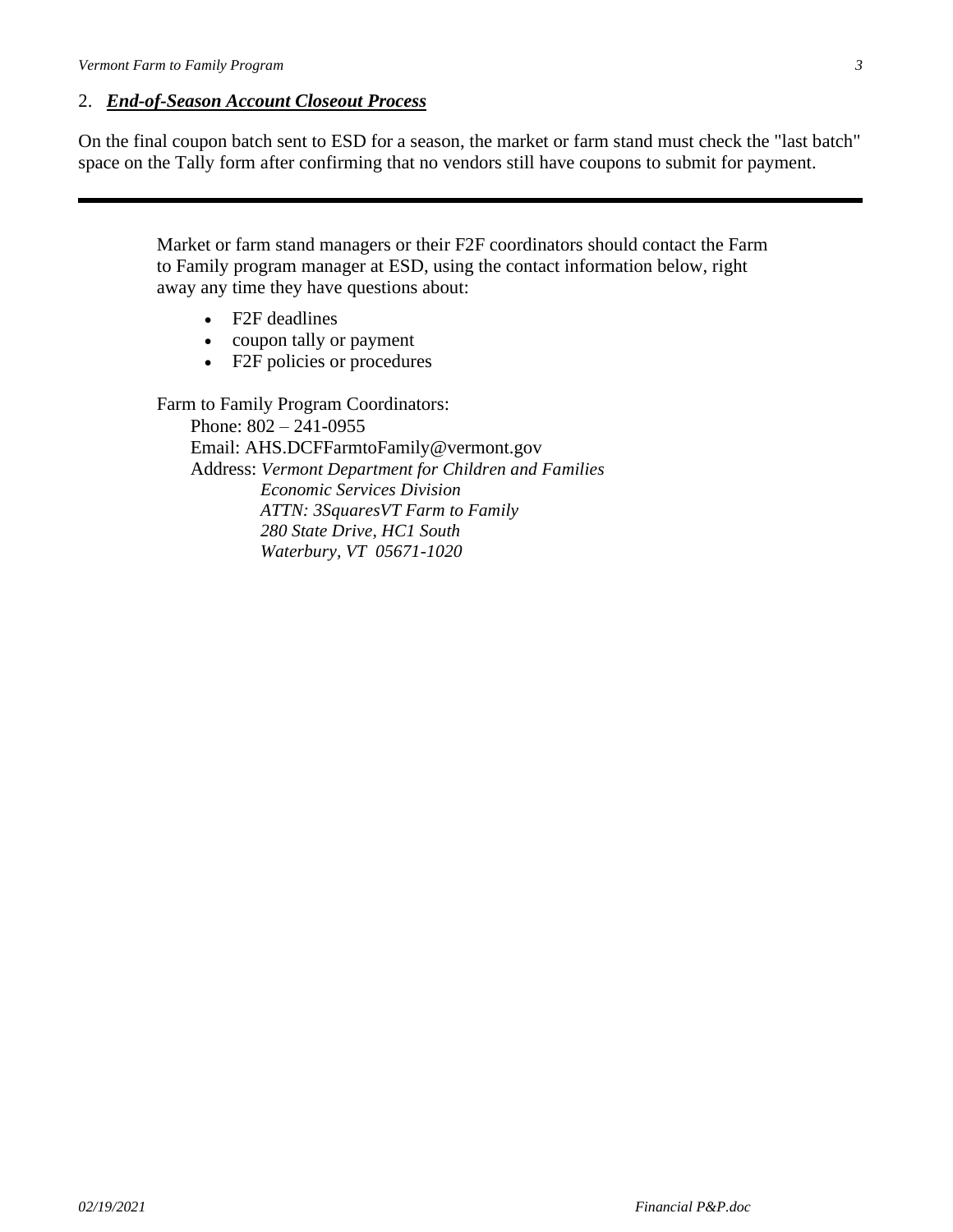## 2. ***End-of-Season Account Closeout Process***

On the final coupon batch sent to ESD for a season, the market or farm stand must check the "last batch" space on the Tally form after confirming that no vendors still have coupons to submit for payment.

---

Market or farm stand managers or their F2F coordinators should contact the Farm to Family program manager at ESD, using the contact information below, right away any time they have questions about:

- F2F deadlines
- coupon tally or payment
- F2F policies or procedures

Farm to Family Program Coordinators:

Phone: 802 – 241-0955
Email: AHS.DCFFarmtoFamily@vermont.gov
Address: *Vermont Department for Children and Families*
*Economic Services Division*
*ATTN: 3SquaresVT Farm to Family*
*280 State Drive, HC1 South*
*Waterbury, VT 05671-1020*